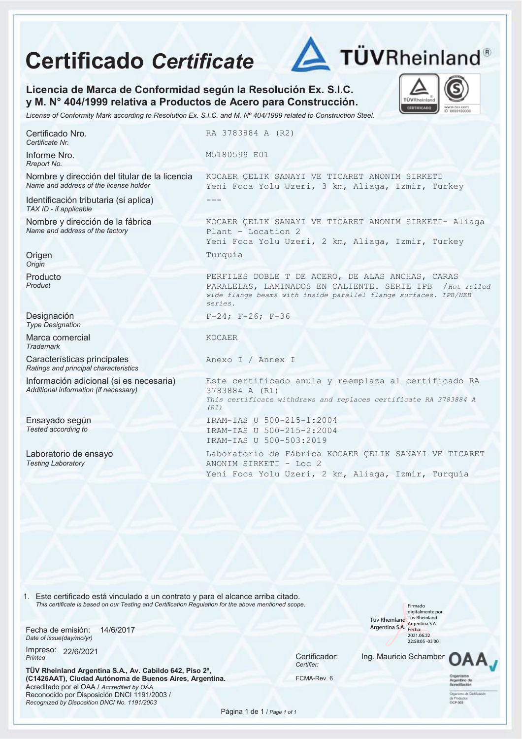# Certificado *Certificate*

TÜVRheinland®

**Licencia de Marca de Conformidad según la Resolución Ex. S.I.C. y M. N° 404/1999 relativa a Productos de Acero para Construcción.**

*License of Conformity Mark according to Resolution Ex. S.I.C. and M. Nº 404/1999 related to Construction Steel.*

| | |
|---|---|
| Certificado Nro. *Certificate Nr.* | RA 3783884 A (R2) |
| Informe Nro. *Rreport No.* | M5180599 E01 |
| Nombre y dirección del titular de la licencia *Name and address of the license holder* | KOCAER ÇELIK SANAYI VE TICARET ANONIM SIRKETI<br>Yeni Foca Yolu Uzeri, 3 km, Aliaga, Izmir, Turkey |
| Identificación tributaria (si aplica) *TAX ID - if applicable* | --- |
| Nombre y dirección de la fábrica *Name and address of the factory* | KOCAER ÇELIK SANAYI VE TICARET ANONIM SIRKETI- Aliaga Plant - Location 2<br>Yeni Foca Yolu Uzeri, 2 km, Aliaga, Izmir, Turkey |
| Origen *Origin* | Turquía |
| Producto *Product* | PERFILES DOBLE T DE ACERO, DE ALAS ANCHAS, CARAS PARALELAS, LAMINADOS EN CALIENTE. SERIE IPB /*Hot rolled wide flange beams with inside parallel flange surfaces. IPB/HEB series.* |
| Designación *Type Designation* | F-24; F-26; F-36 |
| Marca comercial *Trademark* | KOCAER |
| Características principales *Ratings and principal characteristics* | Anexo I / Annex I |
| Información adicional (si es necesaria) *Additional information (if necessary)* | Este certificado anula y reemplaza al certificado RA 3783884 A (R1)<br>*This certificate withdraws and replaces certificate RA 3783884 A (R1)* |
| Ensayado según *Tested according to* | IRAM-IAS U 500-215-1:2004<br>IRAM-IAS U 500-215-2:2004<br>IRAM-IAS U 500-503:2019 |
| Laboratorio de ensayo *Testing Laboratory* | Laboratorio de Fábrica KOCAER ÇELIK SANAYI VE TICARET ANONIM SIRKETI - Loc 2<br>Yeni Foca Yolu Uzeri, 2 km, Aliaga, Izmir, Turquía |

1. Este certificado está vinculado a un contrato y para el alcance arriba citado.
   *This certificate is based on our Testing and Certification Regulation for the above mentioned scope.*

Fecha de emisión: 14/6/2017
*Date of issue(day/mo/yr)*

Impreso: 22/6/2021
*Printed*

Tüv Rheinland Argentina S.A. — Firmado digitalmente por Tüv Rheinland Argentina S.A. Fecha: 2021.06.22 22:58:05 -03'00'

Certificador: Ing. Mauricio Schamber
*Certifier:*

FCMA-Rev. 6

**TÜV Rheinland Argentina S.A., Av. Cabildo 642, Piso 2º, (C1426AAT), Ciudad Autónoma de Buenos Aires, Argentina.**
Acreditado por el OAA / *Accredited by OAA*
Reconocido por Disposición DNCI 1191/2003 /
*Recognized by Disposition DNCI No. 1191/2003*

OAA — Organismo Argentino de Acreditación — Organismo de Certificación de Productos OCP 003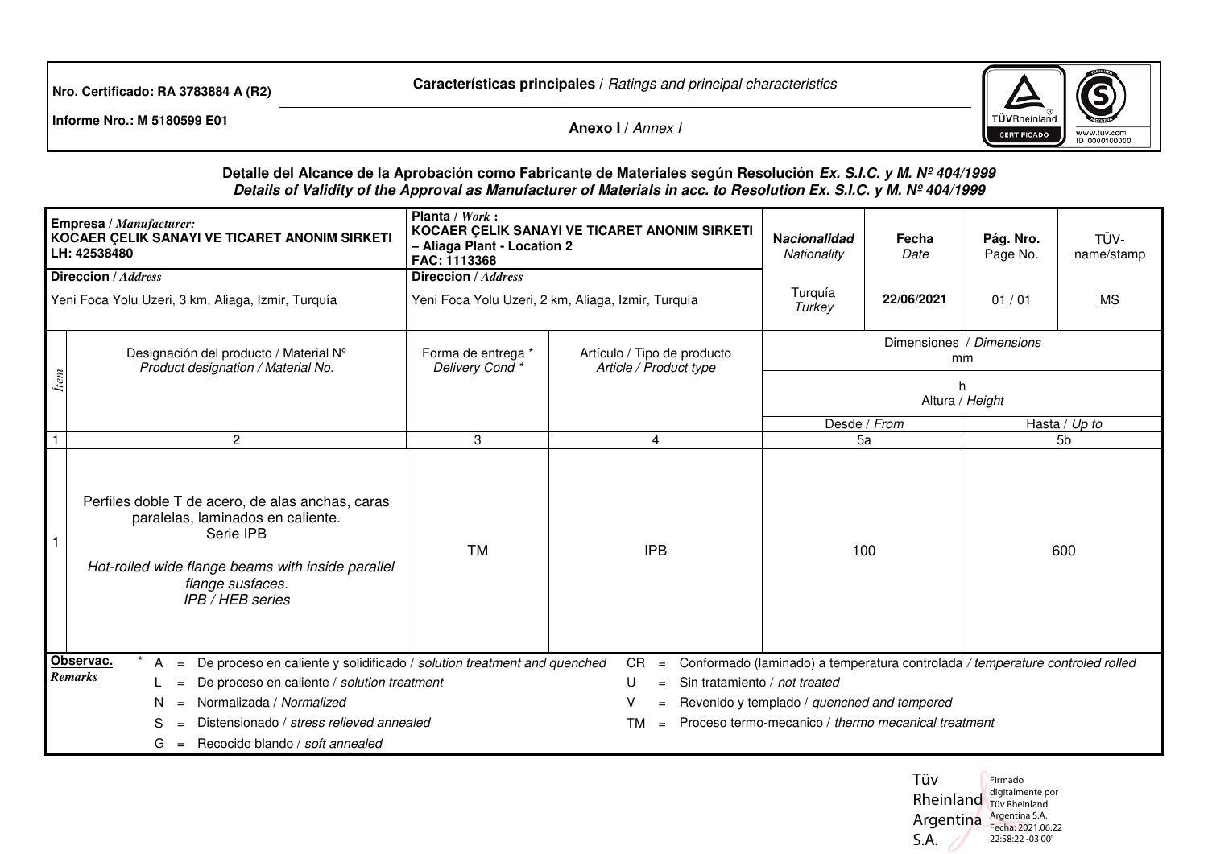| | | |
|---|---|---|
| **Nro. Certificado: RA 3783884 A (R2)** | **Características principales** / *Ratings and principal characteristics* | |
| **Informe Nro.: M 5180599 E01** | **Anexo I** / *Annex I* | |

**Detalle del Alcance de la Aprobación como Fabricante de Materiales según Resolución *Ex. S.I.C. y M. Nº 404/1999***
***Details of Validity of the Approval as Manufacturer of Materials in acc. to Resolution Ex. S.I.C. y M. Nº 404/1999***

| **Empresa** / *Manufacturer:* | **Planta** / *Work* : | **Nacionalidad** / *Nationality* | **Fecha** / *Date* | **Pág. Nro.** / Page No. | TÜV-name/stamp |
|---|---|---|---|---|---|
| **KOCAER ÇELIK SANAYI VE TICARET ANONIM SIRKETI**<br>**LH: 42538480** | **KOCAER ÇELIK SANAYI VE TICARET ANONIM SIRKETI – Aliaga Plant - Location 2**<br>**FAC: 1113368** | | | | |
| **Direccion** / *Address*<br>Yeni Foca Yolu Uzeri, 3 km, Aliaga, Izmir, Turquía | **Direccion** / *Address*<br>Yeni Foca Yolu Uzeri, 2 km, Aliaga, Izmir, Turquía | Turquía<br>*Turkey* | **22/06/2021** | 01 / 01 | MS |

| *Ítem* | Designación del producto / Material Nº<br>*Product designation / Material No.* | Forma de entrega *<br>*Delivery Cond ** | Artículo / Tipo de producto<br>*Article / Product type* | Dimensiones / *Dimensions* mm<br>h<br>Altura / *Height* | |
|---|---|---|---|---|---|
| | | | | Desde / *From* | Hasta / *Up to* |
| 1 | 2 | 3 | 4 | 5a | 5b |
| 1 | Perfiles doble T de acero, de alas anchas, caras paralelas, laminados en caliente.<br>Serie IPB<br>*Hot-rolled wide flange beams with inside parallel flange susfaces.*<br>*IPB / HEB series* | TM | IPB | 100 | 600 |

**Observac.**
***Remarks***

\* A = De proceso en caliente y solidificado / *solution treatment and quenched*
L = De proceso en caliente / *solution treatment*
N = Normalizada / *Normalized*
S = Distensionado / *stress relieved annealed*
G = Recocido blando / *soft annealed*
CR = Conformado (laminado) a temperatura controlada / *temperature controled rolled*
U = Sin tratamiento / *not treated*
V = Revenido y templado / *quenched and tempered*
TM = Proceso termo-mecanico / *thermo mecanical treatment*

Tüv Rheinland Argentina S.A.
Firmado digitalmente por Tüv Rheinland Argentina S.A.
Fecha: 2021.06.22 22:58:22 -03'00'